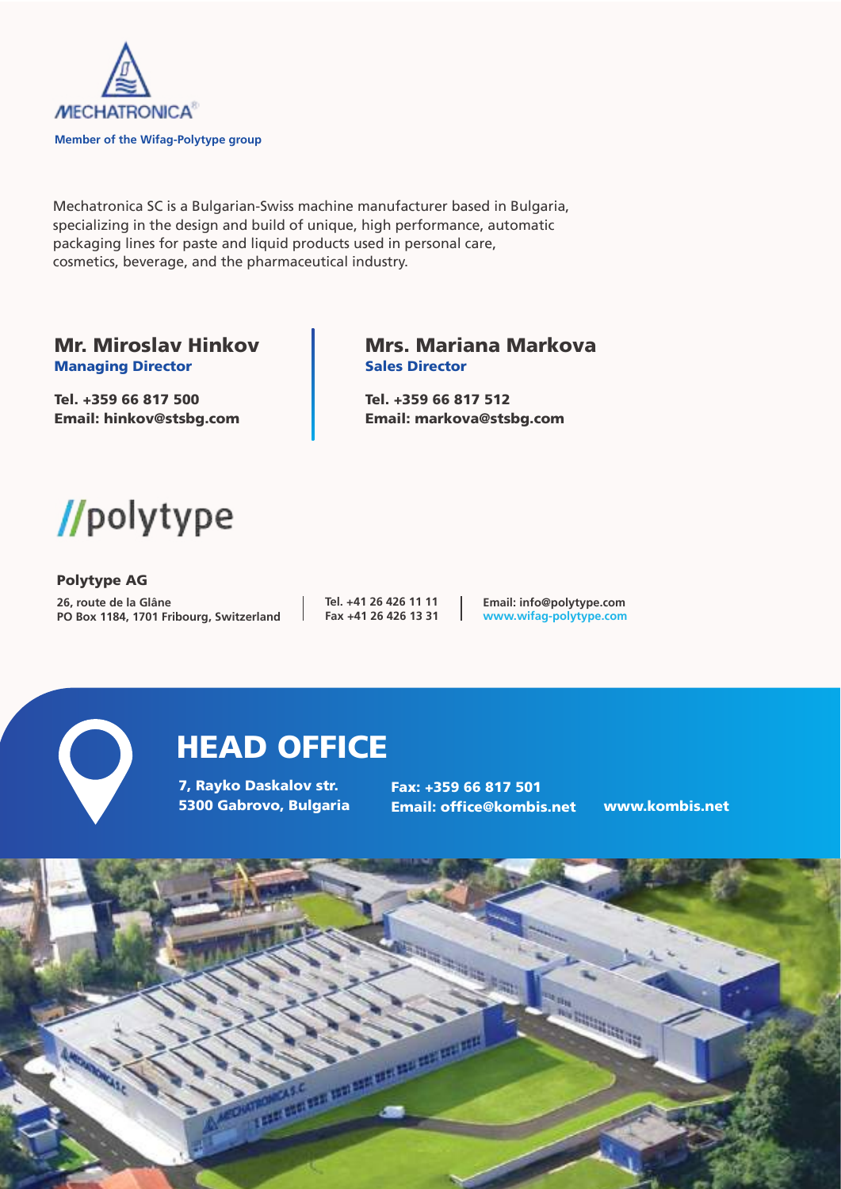MECHATRONICA®

**Member of the Wifag-Polytype group**

Mechatronica SC is a Bulgarian-Swiss machine manufacturer based in Bulgaria, specializing in the design and build of unique, high performance, automatic packaging lines for paste and liquid products used in personal care, cosmetics, beverage, and the pharmaceutical industry.

## Mr. Miroslav Hinkov

**Managing Director**

**Tel. +359 66 817 500**
**Email: hinkov@stsbg.com**

## Mrs. Mariana Markova

**Sales Director**

**Tel. +359 66 817 512**
**Email: markova@stsbg.com**

//polytype

**Polytype AG**

**26, route de la Glâne**
**PO Box 1184, 1701 Fribourg, Switzerland**

**Tel. +41 26 426 11 11**
**Fax +41 26 426 13 31**

**Email: info@polytype.com**
**www.wifag-polytype.com**

# HEAD OFFICE

**7, Rayko Daskalov str.**
**5300 Gabrovo, Bulgaria**

**Fax: +359 66 817 501**
**Email: office@kombis.net**

**www.kombis.net**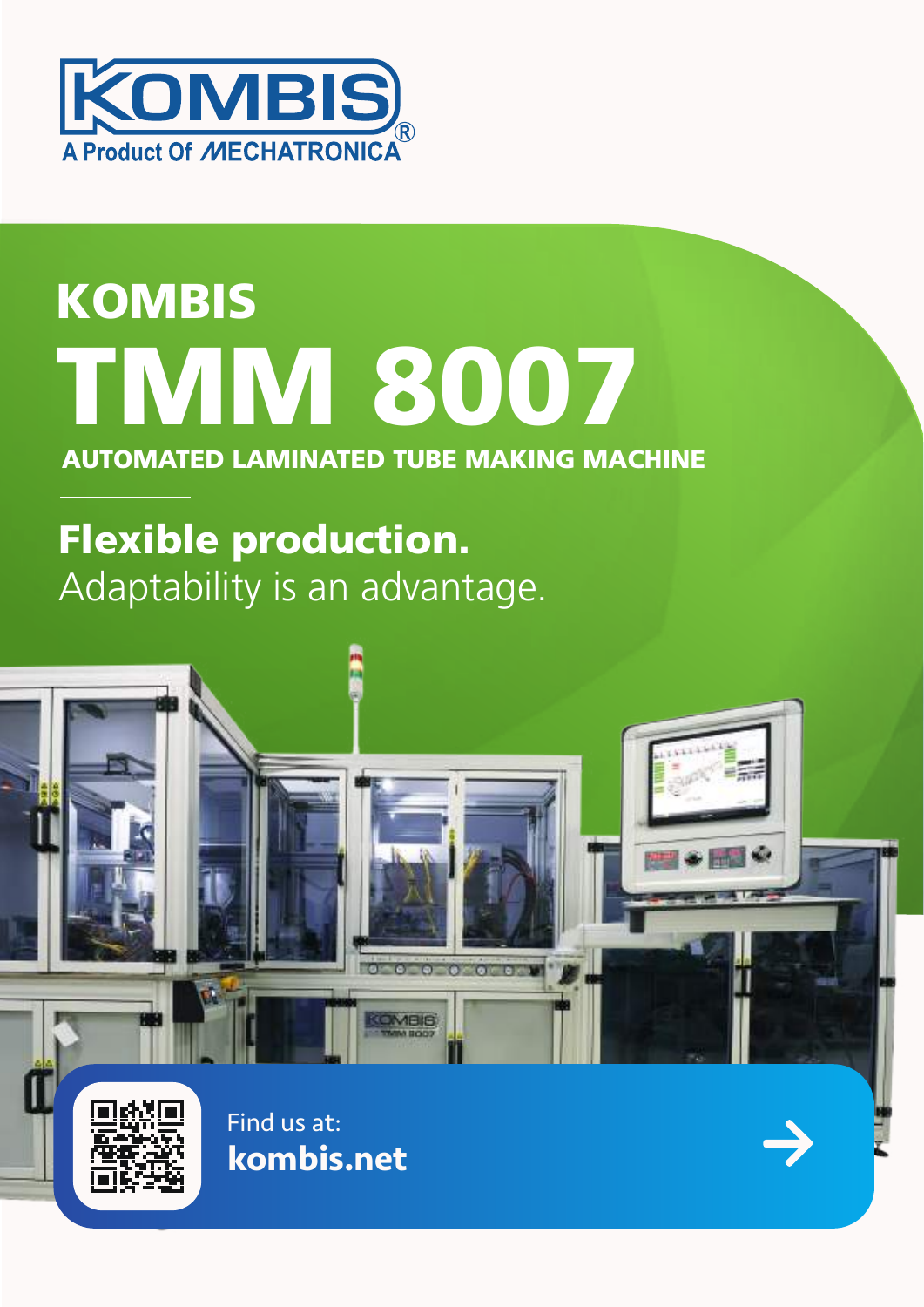KOMBIS

A Product Of MECHATRONICA®

# KOMBIS TMM 8007

## AUTOMATED LAMINATED TUBE MAKING MACHINE

**Flexible production.**
Adaptability is an advantage.

Find us at:
**kombis.net**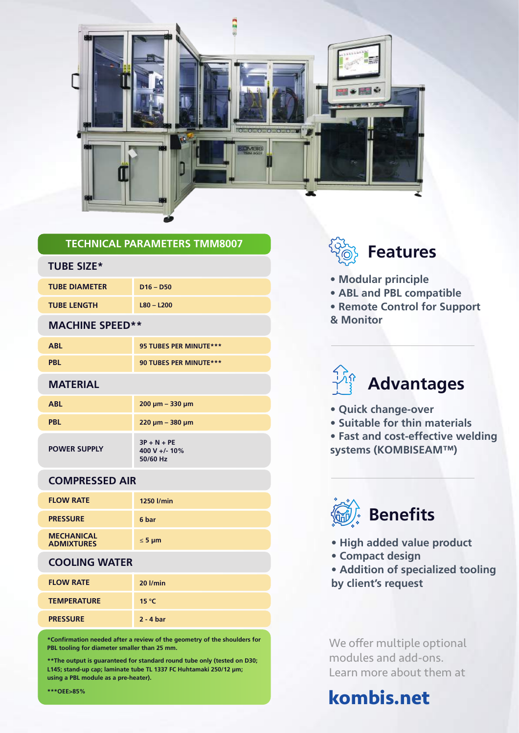## TECHNICAL PARAMETERS TMM8007

| TUBE SIZE* | |
|---|---|
| TUBE DIAMETER | D16 – D50 |
| TUBE LENGTH | L80 – L200 |
| **MACHINE SPEED**** | |
| ABL | 95 TUBES PER MINUTE*** |
| PBL | 90 TUBES PER MINUTE*** |
| **MATERIAL** | |
| ABL | 200 µm – 330 µm |
| PBL | 220 µm – 380 µm |
| POWER SUPPLY | 3P + N + PE<br>400 V +/- 10%<br>50/60 Hz |
| **COMPRESSED AIR** | |
| FLOW RATE | 1250 l/min |
| PRESSURE | 6 bar |
| MECHANICAL ADMIXTURES | ≤ 5 µm |
| **COOLING WATER** | |
| FLOW RATE | 20 l/min |
| TEMPERATURE | 15 °C |
| PRESSURE | 2 - 4 bar |

*Confirmation needed after a review of the geometry of the shoulders for PBL tooling for diameter smaller than 25 mm.

**The output is guaranteed for standard round tube only (tested on D30; L145; stand-up cap; laminate tube TL 1337 FC Huhtamaki 250/12 µm; using a PBL module as a pre-heater).

***OEE>85%

## Features

- Modular principle
- ABL and PBL compatible
- Remote Control for Support & Monitor

## Advantages

- Quick change-over
- Suitable for thin materials
- Fast and cost-effective welding systems (KOMBISEAM™)

## Benefits

- High added value product
- Compact design
- Addition of specialized tooling by client's request

We offer multiple optional modules and add-ons. Learn more about them at

**kombis.net**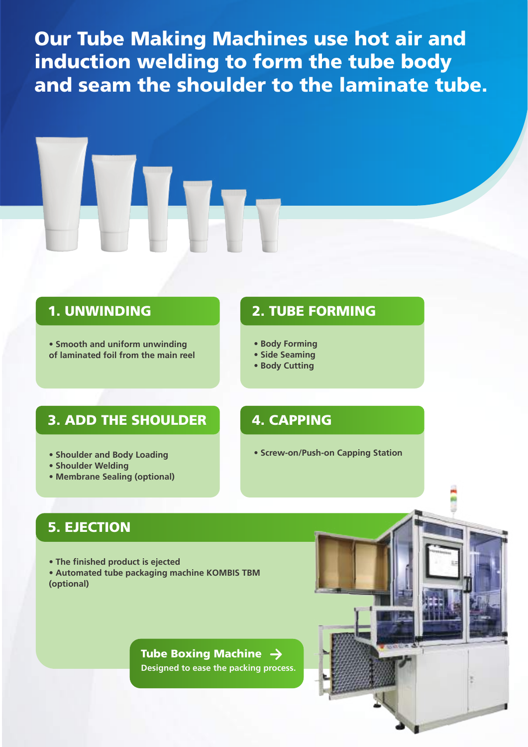# Our Tube Making Machines use hot air and induction welding to form the tube body and seam the shoulder to the laminate tube.

## 1. UNWINDING

- Smooth and uniform unwinding of laminated foil from the main reel

## 2. TUBE FORMING

- Body Forming
- Side Seaming
- Body Cutting

## 3. ADD THE SHOULDER

- Shoulder and Body Loading
- Shoulder Welding
- Membrane Sealing (optional)

## 4. CAPPING

- Screw-on/Push-on Capping Station

## 5. EJECTION

- The finished product is ejected
- Automated tube packaging machine KOMBIS TBM (optional)

**Tube Boxing Machine →**
Designed to ease the packing process.